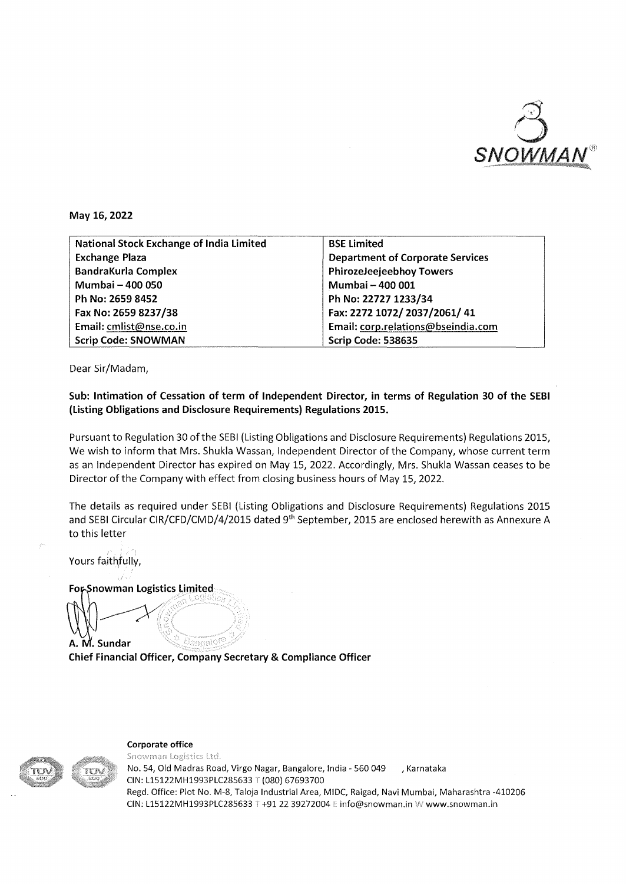SNOWMAN®

May 16, 2022

| National Stock Exchange of India Limited | BSE Limited |
|---|---|
| Exchange Plaza | Department of Corporate Services |
| BandraKurla Complex | PhirozeJeejeebhoy Towers |
| Mumbai – 400 050 | Mumbai – 400 001 |
| Ph No: 2659 8452 | Ph No: 22727 1233/34 |
| Fax No: 2659 8237/38 | Fax: 2272 1072/ 2037/2061/ 41 |
| Email: cmlist@nse.co.in | Email: corp.relations@bseindia.com |
| Scrip Code: SNOWMAN | Scrip Code: 538635 |

Dear Sir/Madam,

**Sub: Intimation of Cessation of term of Independent Director, in terms of Regulation 30 of the SEBI (Listing Obligations and Disclosure Requirements) Regulations 2015.**

Pursuant to Regulation 30 of the SEBI (Listing Obligations and Disclosure Requirements) Regulations 2015, We wish to inform that Mrs. Shukla Wassan, Independent Director of the Company, whose current term as an Independent Director has expired on May 15, 2022. Accordingly, Mrs. Shukla Wassan ceases to be Director of the Company with effect from closing business hours of May 15, 2022.

The details as required under SEBI (Listing Obligations and Disclosure Requirements) Regulations 2015 and SEBI Circular CIR/CFD/CMD/4/2015 dated 9th September, 2015 are enclosed herewith as Annexure A to this letter

Yours faithfully,

**For Snowman Logistics Limited**

**A. M. Sundar**
**Chief Financial Officer, Company Secretary & Compliance Officer**

**Corporate office**
Snowman Logistics Ltd.
No. 54, Old Madras Road, Virgo Nagar, Bangalore, India - 560 049 , Karnataka
CIN: L15122MH1993PLC285633 T (080) 67693700
Regd. Office: Plot No. M-8, Taloja Industrial Area, MIDC, Raigad, Navi Mumbai, Maharashtra -410206
CIN: L15122MH1993PLC285633 T +91 22 39272004 E info@snowman.in W www.snowman.in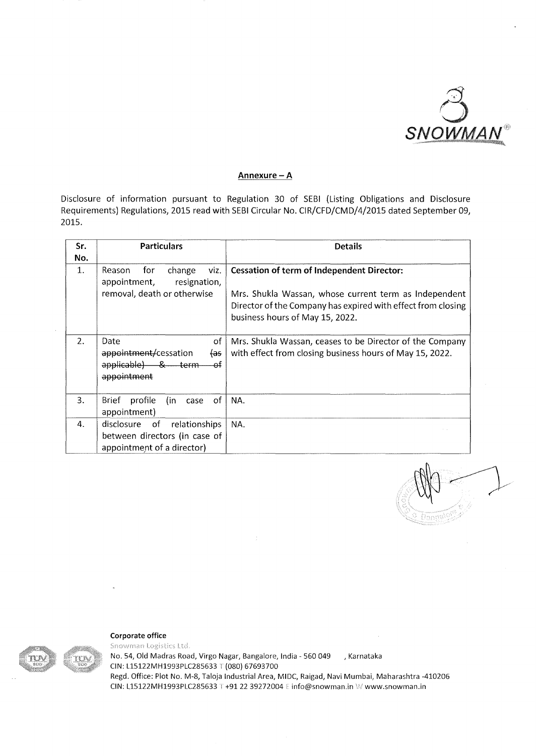## Annexure – A

Disclosure of information pursuant to Regulation 30 of SEBI (Listing Obligations and Disclosure Requirements) Regulations, 2015 read with SEBI Circular No. CIR/CFD/CMD/4/2015 dated September 09, 2015.

| Sr. No. | Particulars | Details |
|---|---|---|
| 1. | Reason for change viz. appointment, resignation, removal, death or otherwise | **Cessation of term of Independent Director:**<br><br>Mrs. Shukla Wassan, whose current term as Independent Director of the Company has expired with effect from closing business hours of May 15, 2022. |
| 2. | Date of ~~appointment/~~cessation ~~(as applicable) & term of appointment~~ | Mrs. Shukla Wassan, ceases to be Director of the Company with effect from closing business hours of May 15, 2022. |
| 3. | Brief profile (in case of appointment) | NA. |
| 4. | disclosure of relationships between directors (in case of appointment of a director) | NA. |

**Corporate office**

Snowman Logistics Ltd.

No. 54, Old Madras Road, Virgo Nagar, Bangalore, India - 560 049 , Karnataka

CIN: L15122MH1993PLC285633 T (080) 67693700

Regd. Office: Plot No. M-8, Taloja Industrial Area, MIDC, Raigad, Navi Mumbai, Maharashtra -410206

CIN: L15122MH1993PLC285633 T +91 22 39272004 E info@snowman.in W www.snowman.in